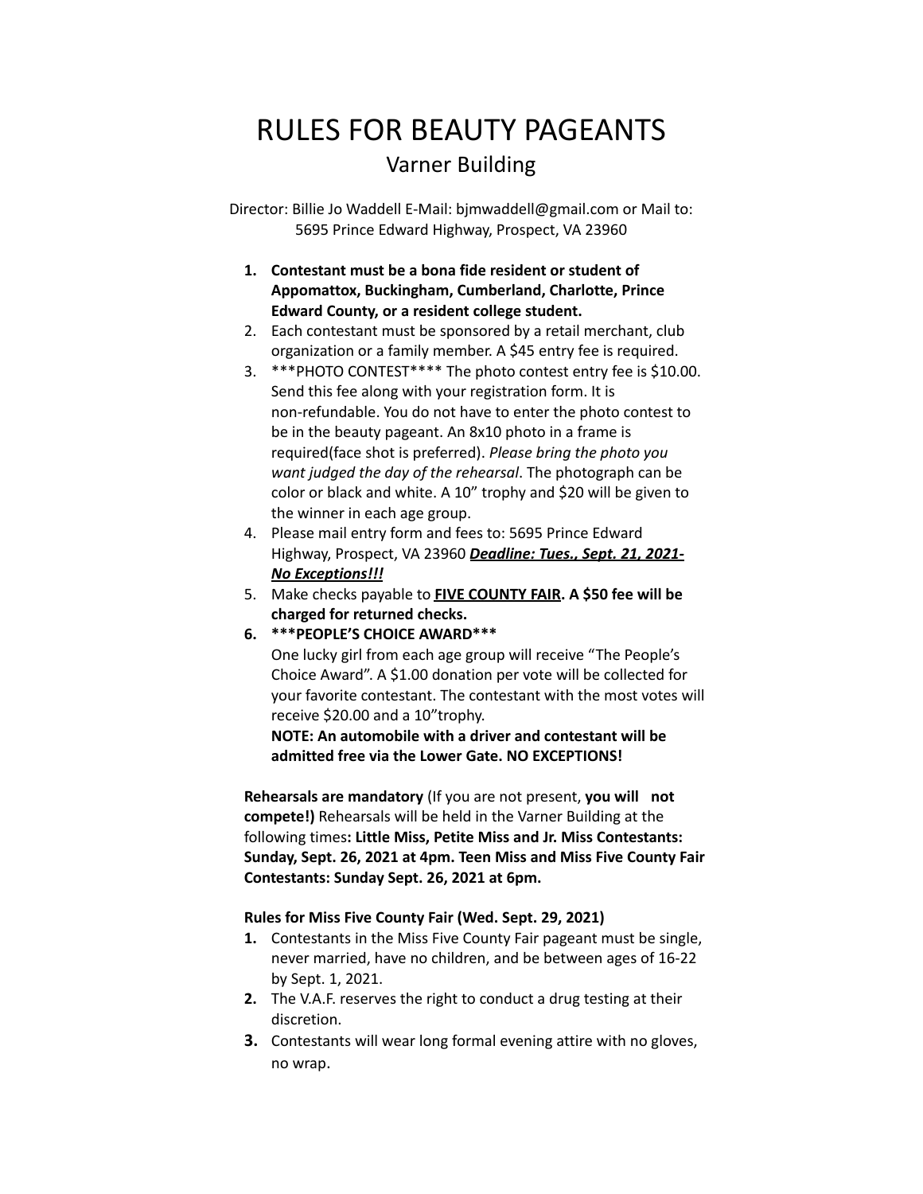# RULES FOR BEAUTY PAGEANTS

## Varner Building

Director: Billie Jo Waddell E-Mail: bjmwaddell@gmail.com or Mail to: 5695 Prince Edward Highway, Prospect, VA 23960

1. **Contestant must be a bona fide resident or student of Appomattox, Buckingham, Cumberland, Charlotte, Prince Edward County, or a resident college student.**
2. Each contestant must be sponsored by a retail merchant, club organization or a family member. A $45 entry fee is required.
3. ***PHOTO CONTEST**** The photo contest entry fee is $10.00. Send this fee along with your registration form. It is non-refundable. You do not have to enter the photo contest to be in the beauty pageant. An 8x10 photo in a frame is required(face shot is preferred). *Please bring the photo you want judged the day of the rehearsal*. The photograph can be color or black and white. A 10" trophy and $20 will be given to the winner in each age group.
4. Please mail entry form and fees to: 5695 Prince Edward Highway, Prospect, VA 23960 ***<u>Deadline: Tues., Sept. 21, 2021- No Exceptions!!!</u>***
5. Make checks payable to **<u>FIVE COUNTY FAIR</u>. A $50 fee will be charged for returned checks.**
6. *****PEOPLE'S CHOICE AWARD*****

   One lucky girl from each age group will receive "The People's Choice Award". A $1.00 donation per vote will be collected for your favorite contestant. The contestant with the most votes will receive $20.00 and a 10"trophy.

   **NOTE: An automobile with a driver and contestant will be admitted free via the Lower Gate. NO EXCEPTIONS!**

**Rehearsals are mandatory** (If you are not present, **you will not compete!)** Rehearsals will be held in the Varner Building at the following times**: Little Miss, Petite Miss and Jr. Miss Contestants: Sunday, Sept. 26, 2021 at 4pm. Teen Miss and Miss Five County Fair Contestants: Sunday Sept. 26, 2021 at 6pm.**

**Rules for Miss Five County Fair (Wed. Sept. 29, 2021)**

1. Contestants in the Miss Five County Fair pageant must be single, never married, have no children, and be between ages of 16-22 by Sept. 1, 2021.
2. The V.A.F. reserves the right to conduct a drug testing at their discretion.
3. Contestants will wear long formal evening attire with no gloves, no wrap.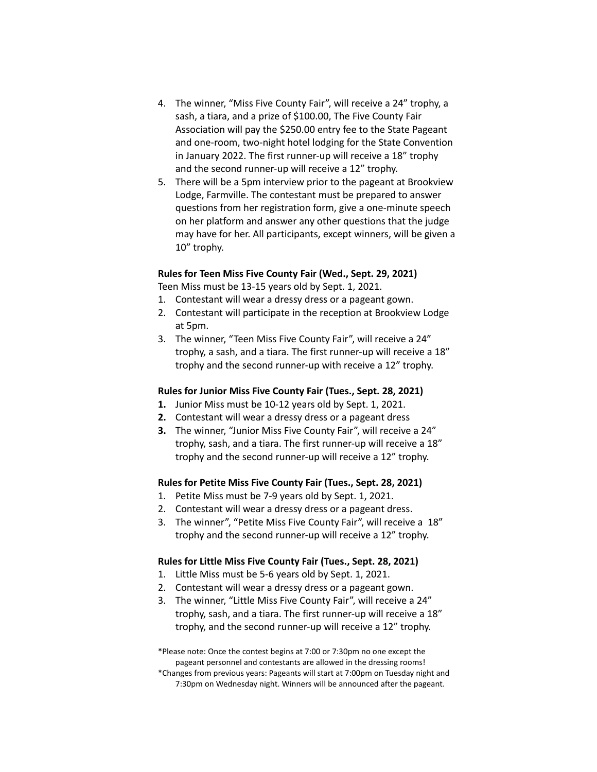4. The winner, "Miss Five County Fair", will receive a 24" trophy, a sash, a tiara, and a prize of $100.00, The Five County Fair Association will pay the $250.00 entry fee to the State Pageant and one-room, two-night hotel lodging for the State Convention in January 2022. The first runner-up will receive a 18" trophy and the second runner-up will receive a 12" trophy.
5. There will be a 5pm interview prior to the pageant at Brookview Lodge, Farmville. The contestant must be prepared to answer questions from her registration form, give a one-minute speech on her platform and answer any other questions that the judge may have for her. All participants, except winners, will be given a 10" trophy.

**Rules for Teen Miss Five County Fair (Wed., Sept. 29, 2021)**

Teen Miss must be 13-15 years old by Sept. 1, 2021.

1. Contestant will wear a dressy dress or a pageant gown.
2. Contestant will participate in the reception at Brookview Lodge at 5pm.
3. The winner, "Teen Miss Five County Fair", will receive a 24" trophy, a sash, and a tiara. The first runner-up will receive a 18" trophy and the second runner-up with receive a 12" trophy.

**Rules for Junior Miss Five County Fair (Tues., Sept. 28, 2021)**

1. Junior Miss must be 10-12 years old by Sept. 1, 2021.
2. Contestant will wear a dressy dress or a pageant dress
3. The winner, "Junior Miss Five County Fair", will receive a 24" trophy, sash, and a tiara. The first runner-up will receive a 18" trophy and the second runner-up will receive a 12" trophy.

**Rules for Petite Miss Five County Fair (Tues., Sept. 28, 2021)**

1. Petite Miss must be 7-9 years old by Sept. 1, 2021.
2. Contestant will wear a dressy dress or a pageant dress.
3. The winner", "Petite Miss Five County Fair", will receive a 18" trophy and the second runner-up will receive a 12" trophy.

**Rules for Little Miss Five County Fair (Tues., Sept. 28, 2021)**

1. Little Miss must be 5-6 years old by Sept. 1, 2021.
2. Contestant will wear a dressy dress or a pageant gown.
3. The winner, "Little Miss Five County Fair", will receive a 24" trophy, sash, and a tiara. The first runner-up will receive a 18" trophy, and the second runner-up will receive a 12" trophy.

*Please note: Once the contest begins at 7:00 or 7:30pm no one except the pageant personnel and contestants are allowed in the dressing rooms!

*Changes from previous years: Pageants will start at 7:00pm on Tuesday night and 7:30pm on Wednesday night. Winners will be announced after the pageant.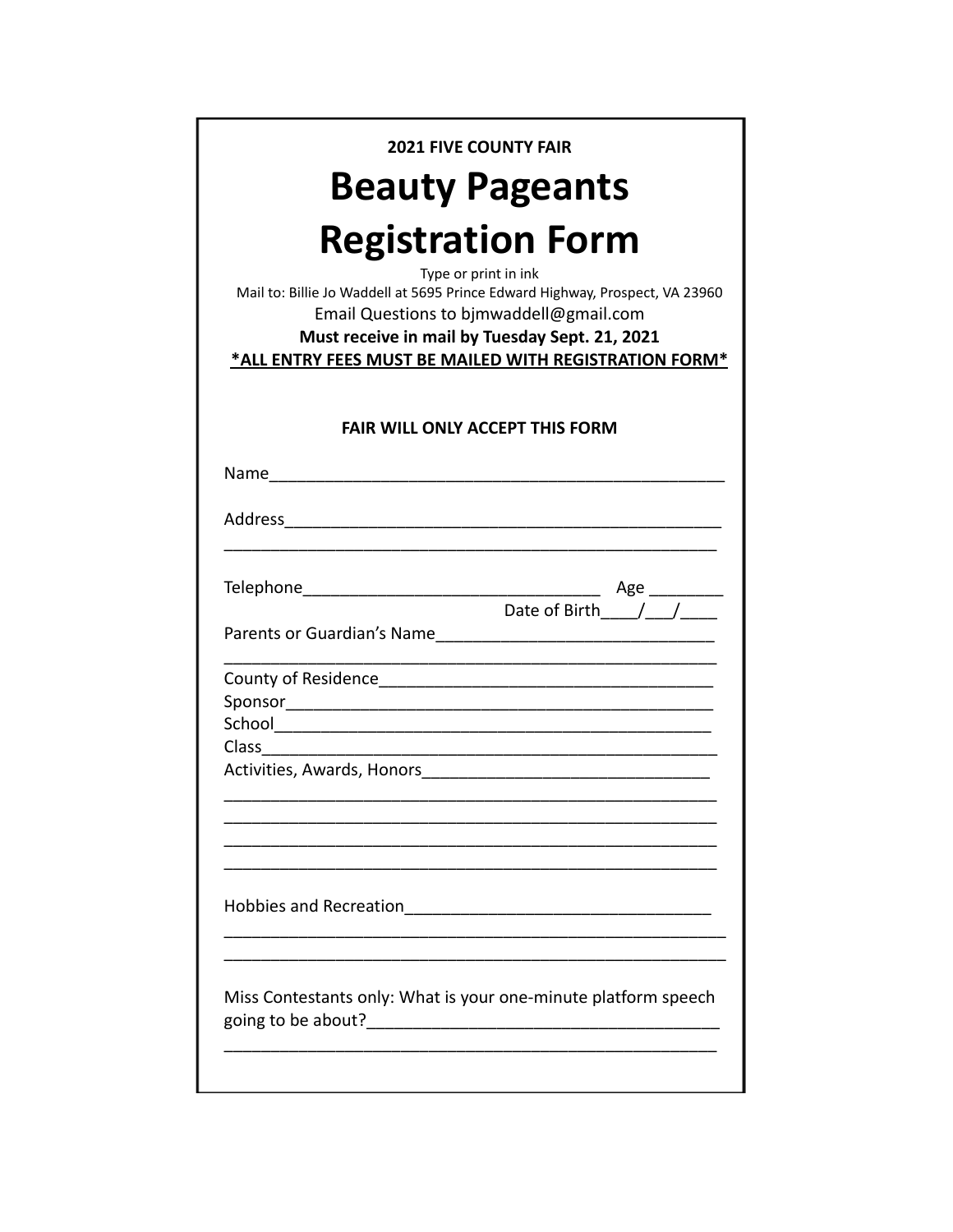**2021 FIVE COUNTY FAIR**

# Beauty Pageants Registration Form

Type or print in ink

Mail to: Billie Jo Waddell at 5695 Prince Edward Highway, Prospect, VA 23960

Email Questions to bjmwaddell@gmail.com

**Must receive in mail by Tuesday Sept. 21, 2021**

**\*ALL ENTRY FEES MUST BE MAILED WITH REGISTRATION FORM\***

**FAIR WILL ONLY ACCEPT THIS FORM**

Name_______________________________________________

Address_____________________________________________

____________________________________________________

Telephone_____________________________ Age ________

Date of Birth____/___/____

Parents or Guardian's Name___________________________

____________________________________________________

County of Residence_________________________________

Sponsor_____________________________________________

School______________________________________________

Class_______________________________________________

Activities, Awards, Honors____________________________

____________________________________________________

____________________________________________________

____________________________________________________

____________________________________________________

Hobbies and Recreation______________________________

____________________________________________________

____________________________________________________

Miss Contestants only: What is your one-minute platform speech going to be about?__________________________________

____________________________________________________